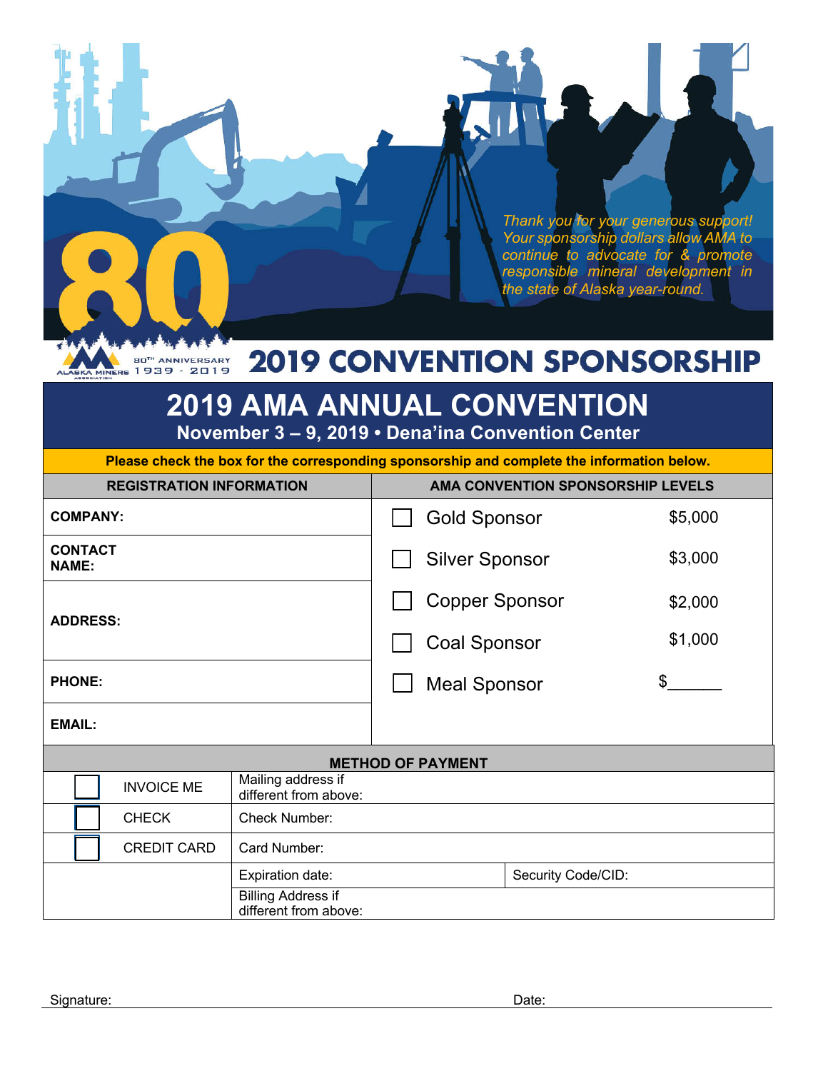*Thank you for your generous support! Your sponsorship dollars allow AMA to continue to advocate for & promote responsible mineral development in the state of Alaska year-round.*

80

80TH ANNIVERSARY 1939 - 2019

ALASKA MINERS ASSOCIATION

# 2019 CONVENTION SPONSORSHIP

## 2019 AMA ANNUAL CONVENTION

**November 3 – 9, 2019 • Dena'ina Convention Center**

**Please check the box for the corresponding sponsorship and complete the information below.**

| REGISTRATION INFORMATION | AMA CONVENTION SPONSORSHIP LEVELS | |
|---|---|---|
| **COMPANY:** | ☐ Gold Sponsor | $5,000 |
| **CONTACT NAME:** | ☐ Silver Sponsor | $3,000 |
| **ADDRESS:** | ☐ Copper Sponsor | $2,000 |
| | ☐ Coal Sponsor | $1,000 |
| **PHONE:** | ☐ Meal Sponsor | $______ |
| **EMAIL:** | | |

**METHOD OF PAYMENT**

| | | |
|---|---|---|
| ☐ INVOICE ME | Mailing address if different from above: | |
| ☐ CHECK | Check Number: | |
| ☐ CREDIT CARD | Card Number: | |
| | Expiration date: | Security Code/CID: |
| | Billing Address if different from above: | |

Signature: Date: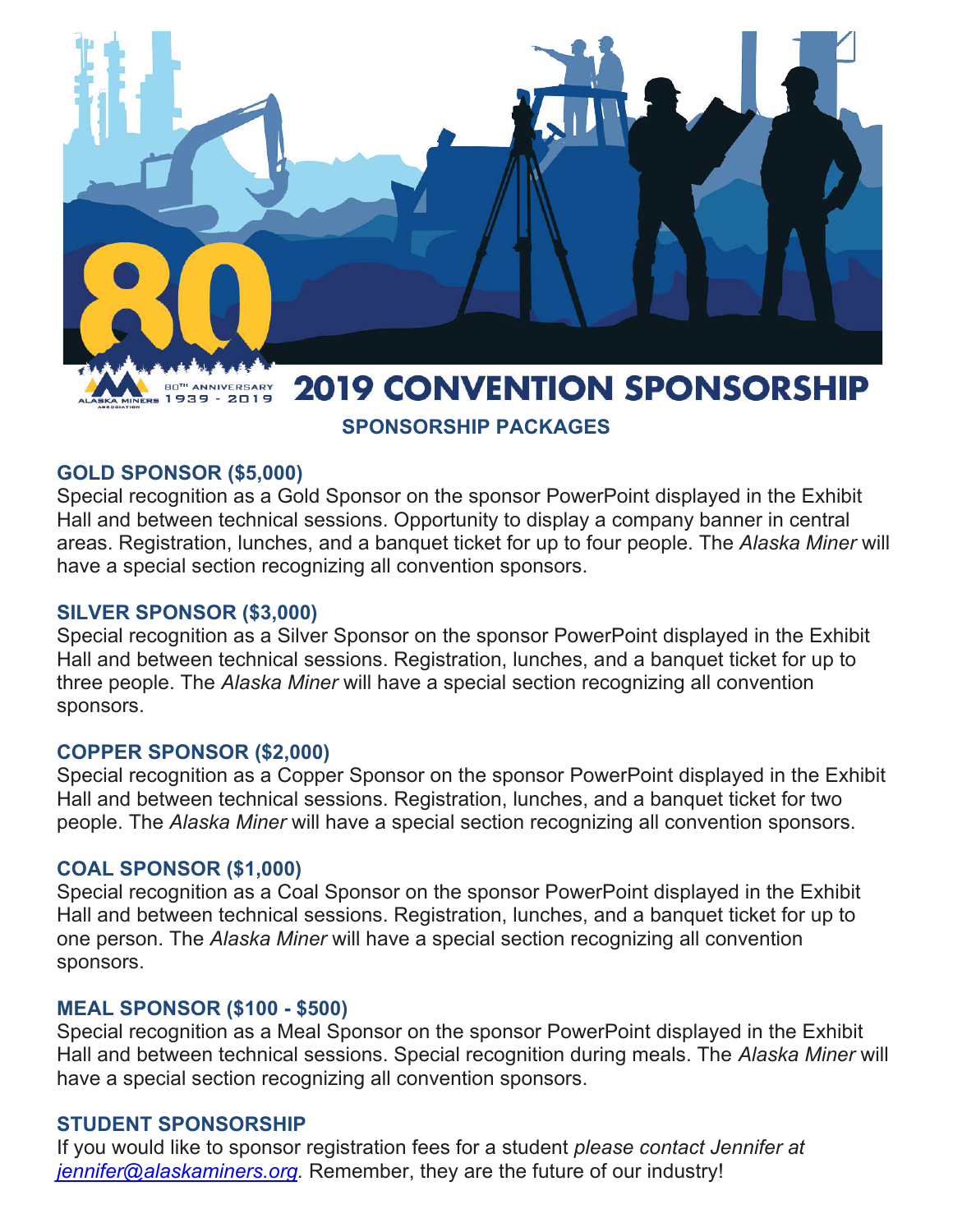80TH ANNIVERSARY 1939 - 2019

ALASKA MINERS ASSOCIATION

# 2019 CONVENTION SPONSORSHIP

## SPONSORSHIP PACKAGES

### GOLD SPONSOR ($5,000)

Special recognition as a Gold Sponsor on the sponsor PowerPoint displayed in the Exhibit Hall and between technical sessions. Opportunity to display a company banner in central areas. Registration, lunches, and a banquet ticket for up to four people. The *Alaska Miner* will have a special section recognizing all convention sponsors.

### SILVER SPONSOR ($3,000)

Special recognition as a Silver Sponsor on the sponsor PowerPoint displayed in the Exhibit Hall and between technical sessions. Registration, lunches, and a banquet ticket for up to three people. The *Alaska Miner* will have a special section recognizing all convention sponsors.

### COPPER SPONSOR ($2,000)

Special recognition as a Copper Sponsor on the sponsor PowerPoint displayed in the Exhibit Hall and between technical sessions. Registration, lunches, and a banquet ticket for two people. The *Alaska Miner* will have a special section recognizing all convention sponsors.

### COAL SPONSOR ($1,000)

Special recognition as a Coal Sponsor on the sponsor PowerPoint displayed in the Exhibit Hall and between technical sessions. Registration, lunches, and a banquet ticket for up to one person. The *Alaska Miner* will have a special section recognizing all convention sponsors.

### MEAL SPONSOR ($100 - $500)

Special recognition as a Meal Sponsor on the sponsor PowerPoint displayed in the Exhibit Hall and between technical sessions. Special recognition during meals. The *Alaska Miner* will have a special section recognizing all convention sponsors.

### STUDENT SPONSORSHIP

If you would like to sponsor registration fees for a student *please contact Jennifer at [jennifer@alaskaminers.org](mailto:jennifer@alaskaminers.org).* Remember, they are the future of our industry!